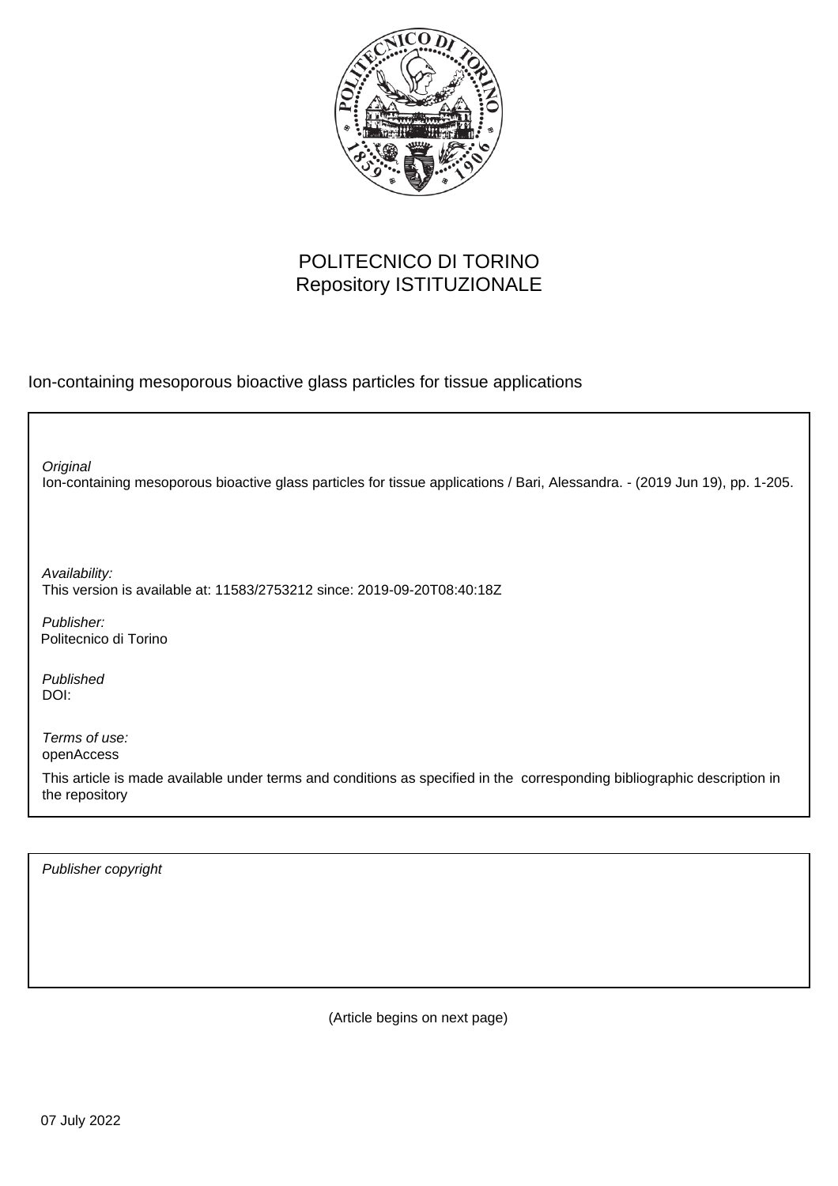POLITECNICO DI TORINO
Repository ISTITUZIONALE

Ion-containing mesoporous bioactive glass particles for tissue applications

*Original*
Ion-containing mesoporous bioactive glass particles for tissue applications / Bari, Alessandra. - (2019 Jun 19), pp. 1-205.

*Availability:*
This version is available at: 11583/2753212 since: 2019-09-20T08:40:18Z

*Publisher:*
Politecnico di Torino

*Published*
DOI:

*Terms of use:*
openAccess

This article is made available under terms and conditions as specified in the corresponding bibliographic description in the repository

*Publisher copyright*

(Article begins on next page)

07 July 2022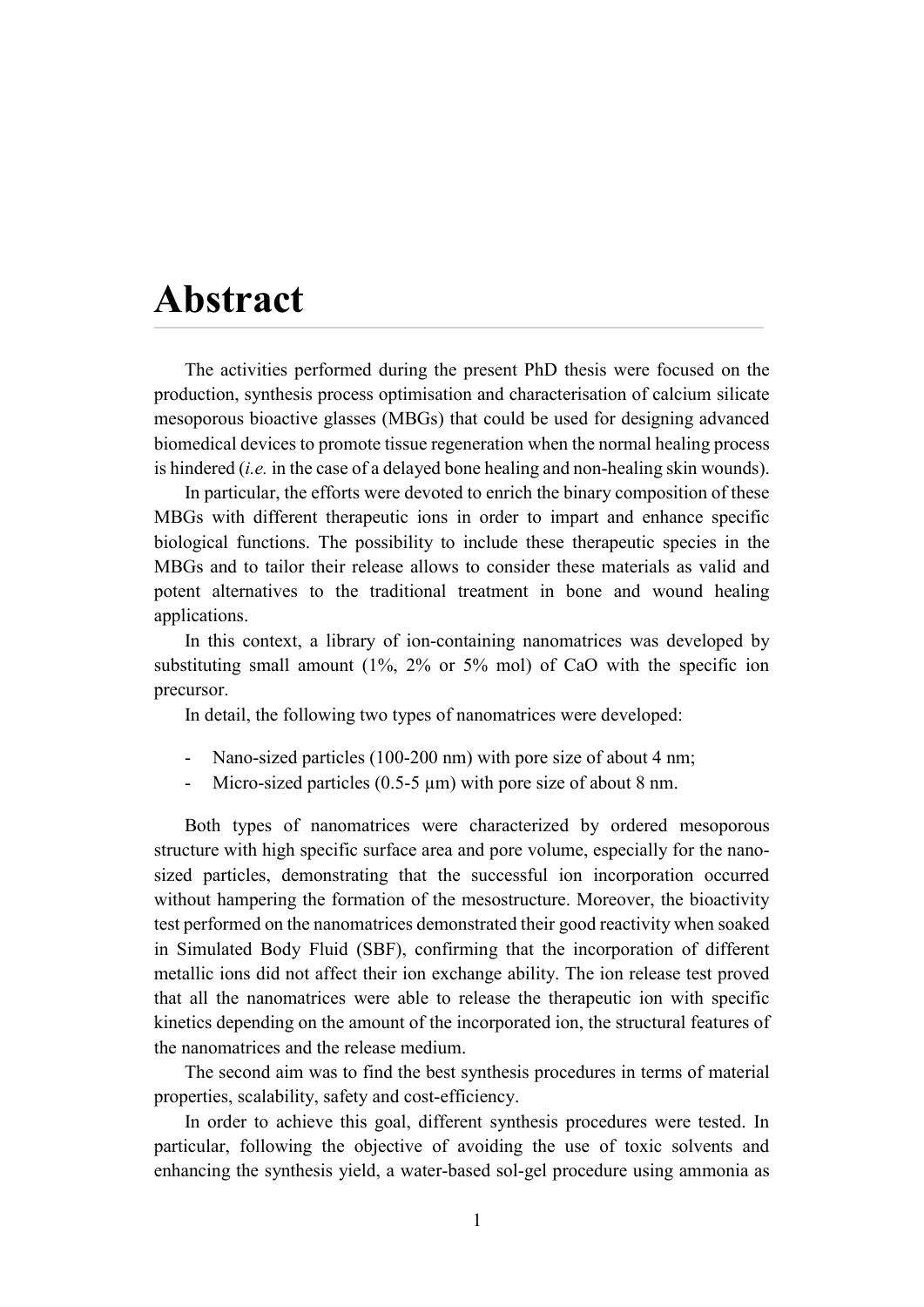# Abstract

The activities performed during the present PhD thesis were focused on the production, synthesis process optimisation and characterisation of calcium silicate mesoporous bioactive glasses (MBGs) that could be used for designing advanced biomedical devices to promote tissue regeneration when the normal healing process is hindered (*i.e.* in the case of a delayed bone healing and non-healing skin wounds).

In particular, the efforts were devoted to enrich the binary composition of these MBGs with different therapeutic ions in order to impart and enhance specific biological functions. The possibility to include these therapeutic species in the MBGs and to tailor their release allows to consider these materials as valid and potent alternatives to the traditional treatment in bone and wound healing applications.

In this context, a library of ion-containing nanomatrices was developed by substituting small amount (1%, 2% or 5% mol) of CaO with the specific ion precursor.

In detail, the following two types of nanomatrices were developed:

- Nano-sized particles (100-200 nm) with pore size of about 4 nm;
- Micro-sized particles (0.5-5 μm) with pore size of about 8 nm.

Both types of nanomatrices were characterized by ordered mesoporous structure with high specific surface area and pore volume, especially for the nano-sized particles, demonstrating that the successful ion incorporation occurred without hampering the formation of the mesostructure. Moreover, the bioactivity test performed on the nanomatrices demonstrated their good reactivity when soaked in Simulated Body Fluid (SBF), confirming that the incorporation of different metallic ions did not affect their ion exchange ability. The ion release test proved that all the nanomatrices were able to release the therapeutic ion with specific kinetics depending on the amount of the incorporated ion, the structural features of the nanomatrices and the release medium.

The second aim was to find the best synthesis procedures in terms of material properties, scalability, safety and cost-efficiency.

In order to achieve this goal, different synthesis procedures were tested. In particular, following the objective of avoiding the use of toxic solvents and enhancing the synthesis yield, a water-based sol-gel procedure using ammonia as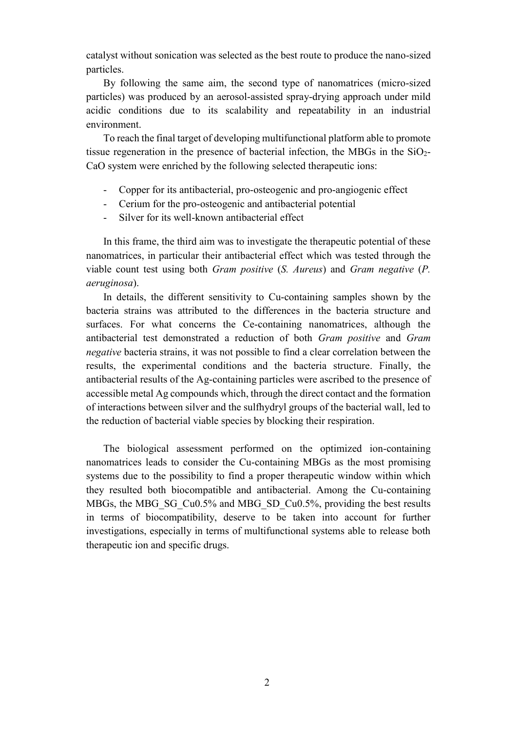catalyst without sonication was selected as the best route to produce the nano-sized particles.

By following the same aim, the second type of nanomatrices (micro-sized particles) was produced by an aerosol-assisted spray-drying approach under mild acidic conditions due to its scalability and repeatability in an industrial environment.

To reach the final target of developing multifunctional platform able to promote tissue regeneration in the presence of bacterial infection, the MBGs in the $SiO_2$-CaO system were enriched by the following selected therapeutic ions:

- Copper for its antibacterial, pro-osteogenic and pro-angiogenic effect
- Cerium for the pro-osteogenic and antibacterial potential
- Silver for its well-known antibacterial effect

In this frame, the third aim was to investigate the therapeutic potential of these nanomatrices, in particular their antibacterial effect which was tested through the viable count test using both *Gram positive* (*S. Aureus*) and *Gram negative* (*P. aeruginosa*).

In details, the different sensitivity to Cu-containing samples shown by the bacteria strains was attributed to the differences in the bacteria structure and surfaces. For what concerns the Ce-containing nanomatrices, although the antibacterial test demonstrated a reduction of both *Gram positive* and *Gram negative* bacteria strains, it was not possible to find a clear correlation between the results, the experimental conditions and the bacteria structure. Finally, the antibacterial results of the Ag-containing particles were ascribed to the presence of accessible metal Ag compounds which, through the direct contact and the formation of interactions between silver and the sulfhydryl groups of the bacterial wall, led to the reduction of bacterial viable species by blocking their respiration.

The biological assessment performed on the optimized ion-containing nanomatrices leads to consider the Cu-containing MBGs as the most promising systems due to the possibility to find a proper therapeutic window within which they resulted both biocompatible and antibacterial. Among the Cu-containing MBGs, the MBG_SG_Cu0.5% and MBG_SD_Cu0.5%, providing the best results in terms of biocompatibility, deserve to be taken into account for further investigations, especially in terms of multifunctional systems able to release both therapeutic ion and specific drugs.